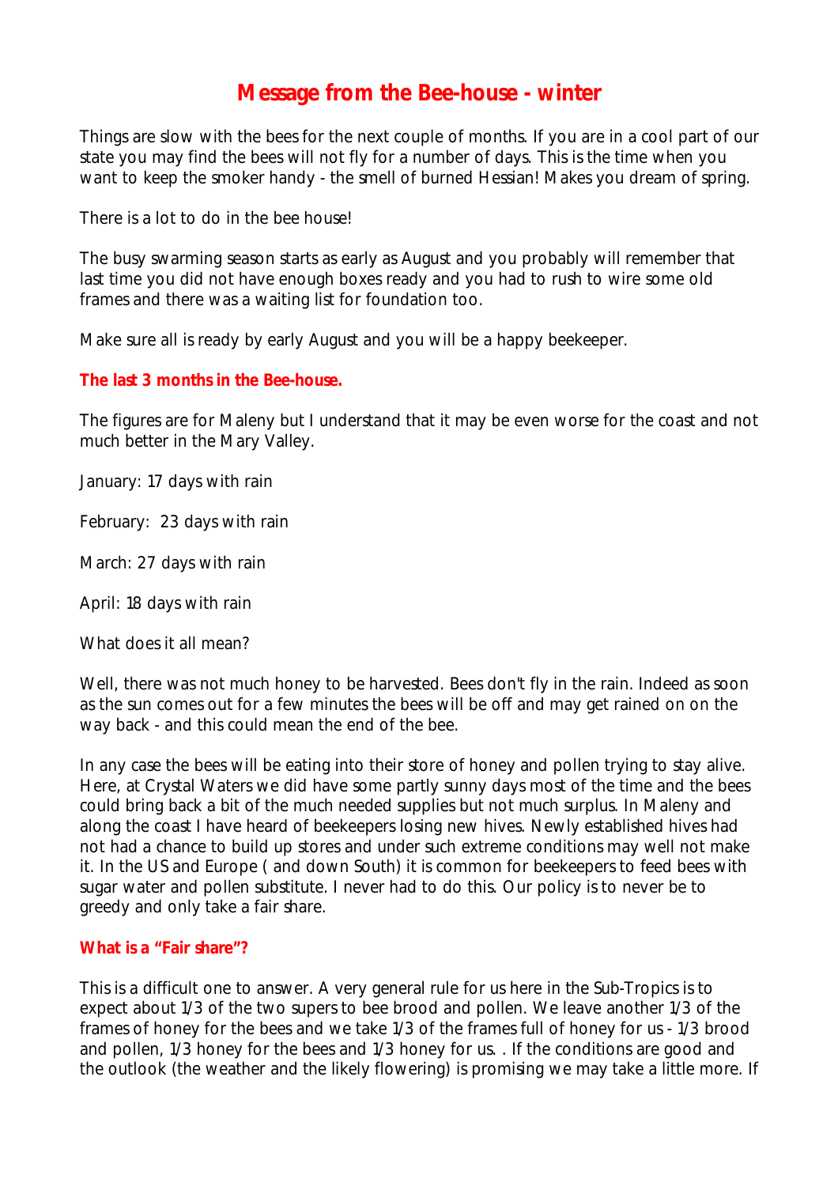# Message from the Bee-house - winter

Things are slow with the bees for the next couple of months. If you are in a cool part of our state you may find the bees will not fly for a number of days. This is the time when you want to keep the smoker handy - the smell of burned Hessian! Makes you dream of spring.

There is a lot to do in the bee house!

The busy swarming season starts as early as August and you probably will remember that last time you did not have enough boxes ready and you had to rush to wire some old frames and there was a waiting list for foundation too.

Make sure all is ready by early August and you will be a happy beekeeper.

**The last 3 months in the Bee-house.**

The figures are for Maleny but I understand that it may be even worse for the coast and not much better in the Mary Valley.

January: 17 days with rain

February: 23 days with rain

March: 27 days with rain

April: 18 days with rain

What does it all mean?

Well, there was not much honey to be harvested. Bees don't fly in the rain. Indeed as soon as the sun comes out for a few minutes the bees will be off and may get rained on on the way back - and this could mean the end of the bee.

In any case the bees will be eating into their store of honey and pollen trying to stay alive. Here, at Crystal Waters we did have some partly sunny days most of the time and the bees could bring back a bit of the much needed supplies but not much surplus. In Maleny and along the coast I have heard of beekeepers losing new hives. Newly established hives had not had a chance to build up stores and under such extreme conditions may well not make it. In the US and Europe ( and down South) it is common for beekeepers to feed bees with sugar water and pollen substitute. I never had to do this. Our policy is to never be to greedy and only take a fair share.

**What is a "Fair share"?**

This is a difficult one to answer. A very general rule for us here in the Sub-Tropics is to expect about 1/3 of the two supers to bee brood and pollen. We leave another 1/3 of the frames of honey for the bees and we take 1/3 of the frames full of honey for us - 1/3 brood and pollen, 1/3 honey for the bees and 1/3 honey for us. . If the conditions are good and the outlook (the weather and the likely flowering) is promising we may take a little more. If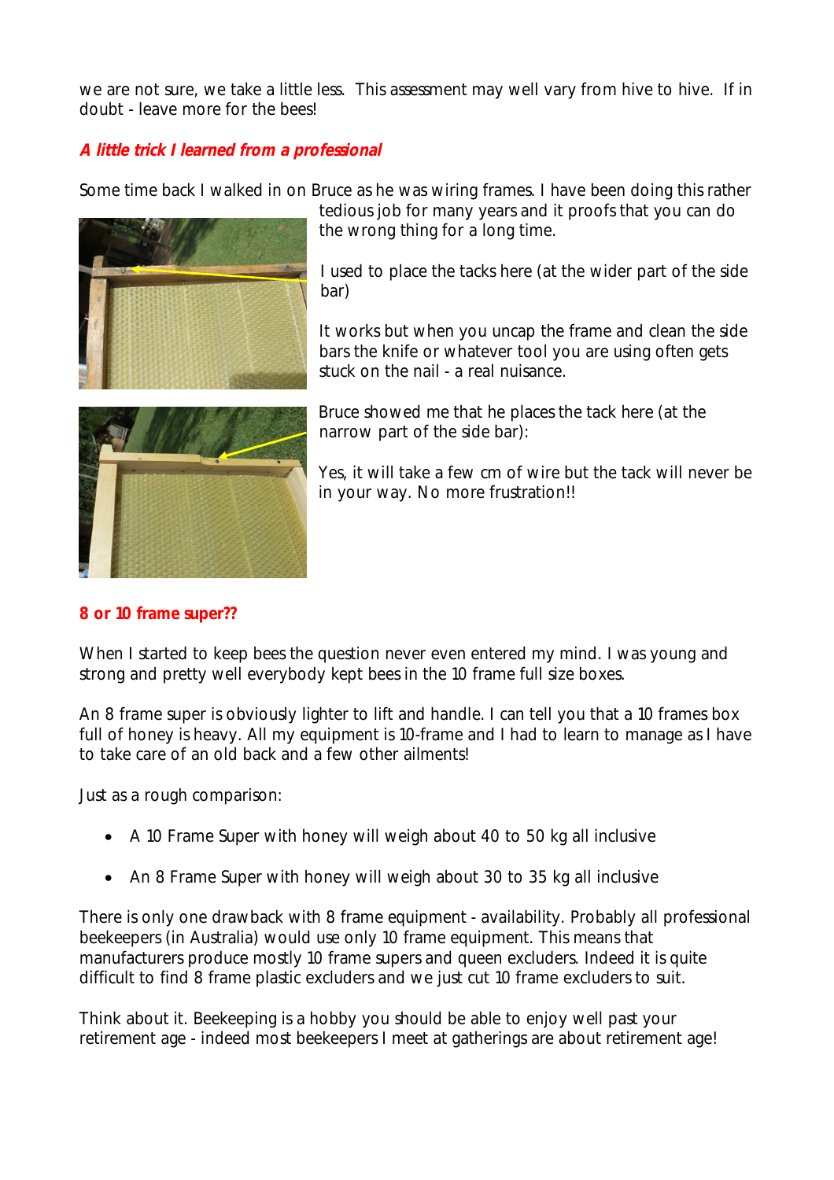we are not sure, we take a little less. This assessment may well vary from hive to hive. If in doubt - leave more for the bees!

***A little trick I learned from a professional***

Some time back I walked in on Bruce as he was wiring frames. I have been doing this rather tedious job for many years and it proofs that you can do the wrong thing for a long time.

I used to place the tacks here (at the wider part of the side bar)

It works but when you uncap the frame and clean the side bars the knife or whatever tool you are using often gets stuck on the nail - a real nuisance.

Bruce showed me that he places the tack here (at the narrow part of the side bar):

Yes, it will take a few cm of wire but the tack will never be in your way. No more frustration!!

**8 or 10 frame super??**

When I started to keep bees the question never even entered my mind. I was young and strong and pretty well everybody kept bees in the 10 frame full size boxes.

An 8 frame super is obviously lighter to lift and handle. I can tell you that a 10 frames box full of honey is heavy. All my equipment is 10-frame and I had to learn to manage as I have to take care of an old back and a few other ailments!

Just as a rough comparison:

- A 10 Frame Super with honey will weigh about 40 to 50 kg all inclusive
- An 8 Frame Super with honey will weigh about 30 to 35 kg all inclusive

There is only one drawback with 8 frame equipment - availability. Probably all professional beekeepers (in Australia) would use only 10 frame equipment. This means that manufacturers produce mostly 10 frame supers and queen excluders. Indeed it is quite difficult to find 8 frame plastic excluders and we just cut 10 frame excluders to suit.

Think about it. Beekeeping is a hobby you should be able to enjoy well past your retirement age - indeed most beekeepers I meet at gatherings are about retirement age!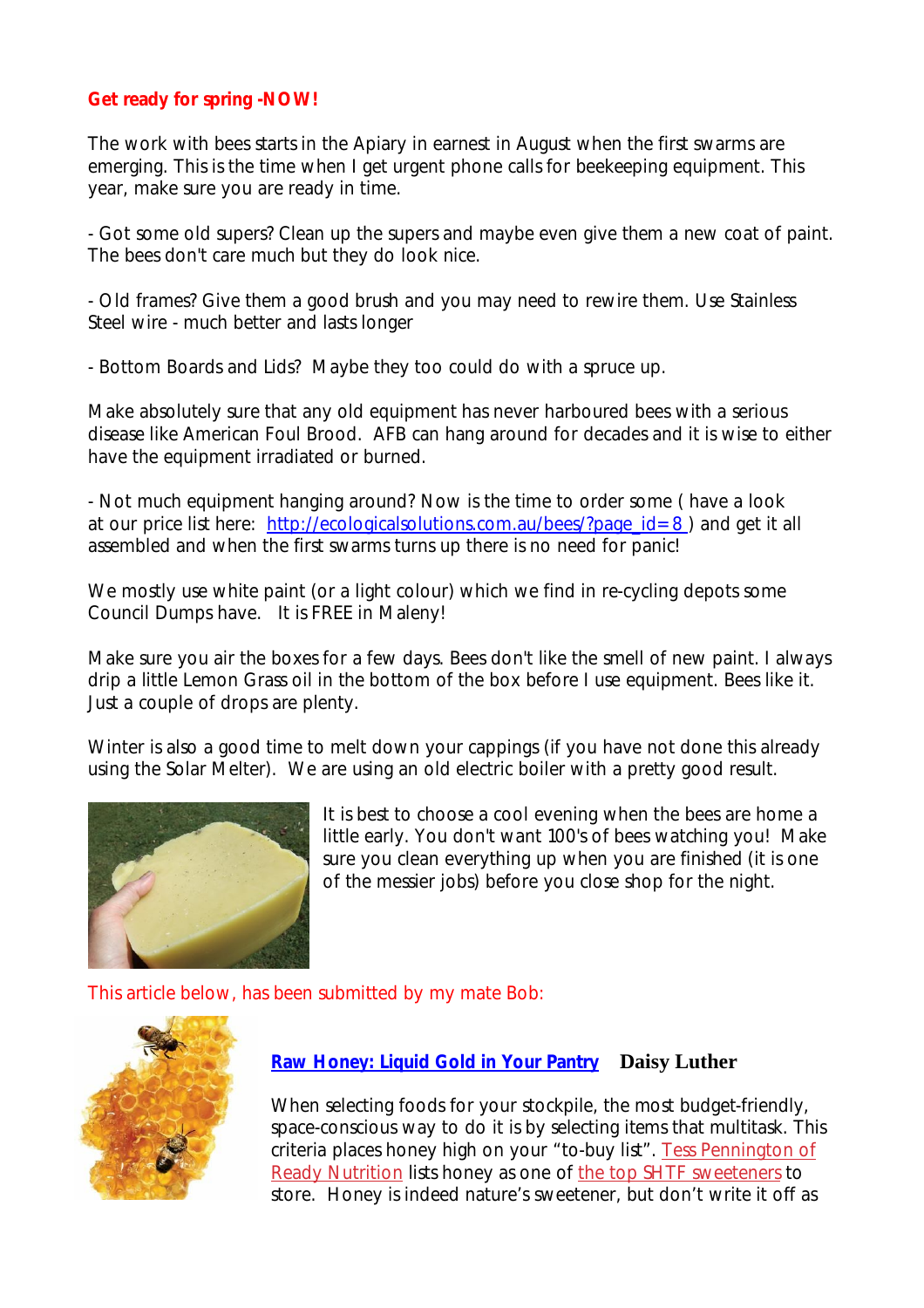**Get ready for spring -NOW!**

The work with bees starts in the Apiary in earnest in August when the first swarms are emerging. This is the time when I get urgent phone calls for beekeeping equipment. This year, make sure you are ready in time.

- Got some old supers? Clean up the supers and maybe even give them a new coat of paint. The bees don't care much but they do look nice.

- Old frames? Give them a good brush and you may need to rewire them. Use Stainless Steel wire - much better and lasts longer

- Bottom Boards and Lids? Maybe they too could do with a spruce up.

Make absolutely sure that any old equipment has never harboured bees with a serious disease like American Foul Brood. AFB can hang around for decades and it is wise to either have the equipment irradiated or burned.

- Not much equipment hanging around? Now is the time to order some ( have a look at our price list here: http://ecologicalsolutions.com.au/bees/?page_id=8 ) and get it all assembled and when the first swarms turns up there is no need for panic!

We mostly use white paint (or a light colour) which we find in re-cycling depots some Council Dumps have. It is FREE in Maleny!

Make sure you air the boxes for a few days. Bees don't like the smell of new paint. I always drip a little Lemon Grass oil in the bottom of the box before I use equipment. Bees like it. Just a couple of drops are plenty.

Winter is also a good time to melt down your cappings (if you have not done this already using the Solar Melter). We are using an old electric boiler with a pretty good result.

It is best to choose a cool evening when the bees are home a little early. You don't want 100's of bees watching you! Make sure you clean everything up when you are finished (it is one of the messier jobs) before you close shop for the night.

This article below, has been submitted by my mate Bob:

**Raw Honey: Liquid Gold in Your Pantry** **Daisy Luther**

When selecting foods for your stockpile, the most budget-friendly, space-conscious way to do it is by selecting items that multitask. This criteria places honey high on your "to-buy list". Tess Pennington of Ready Nutrition lists honey as one of the top SHTF sweeteners to store. Honey is indeed nature's sweetener, but don't write it off as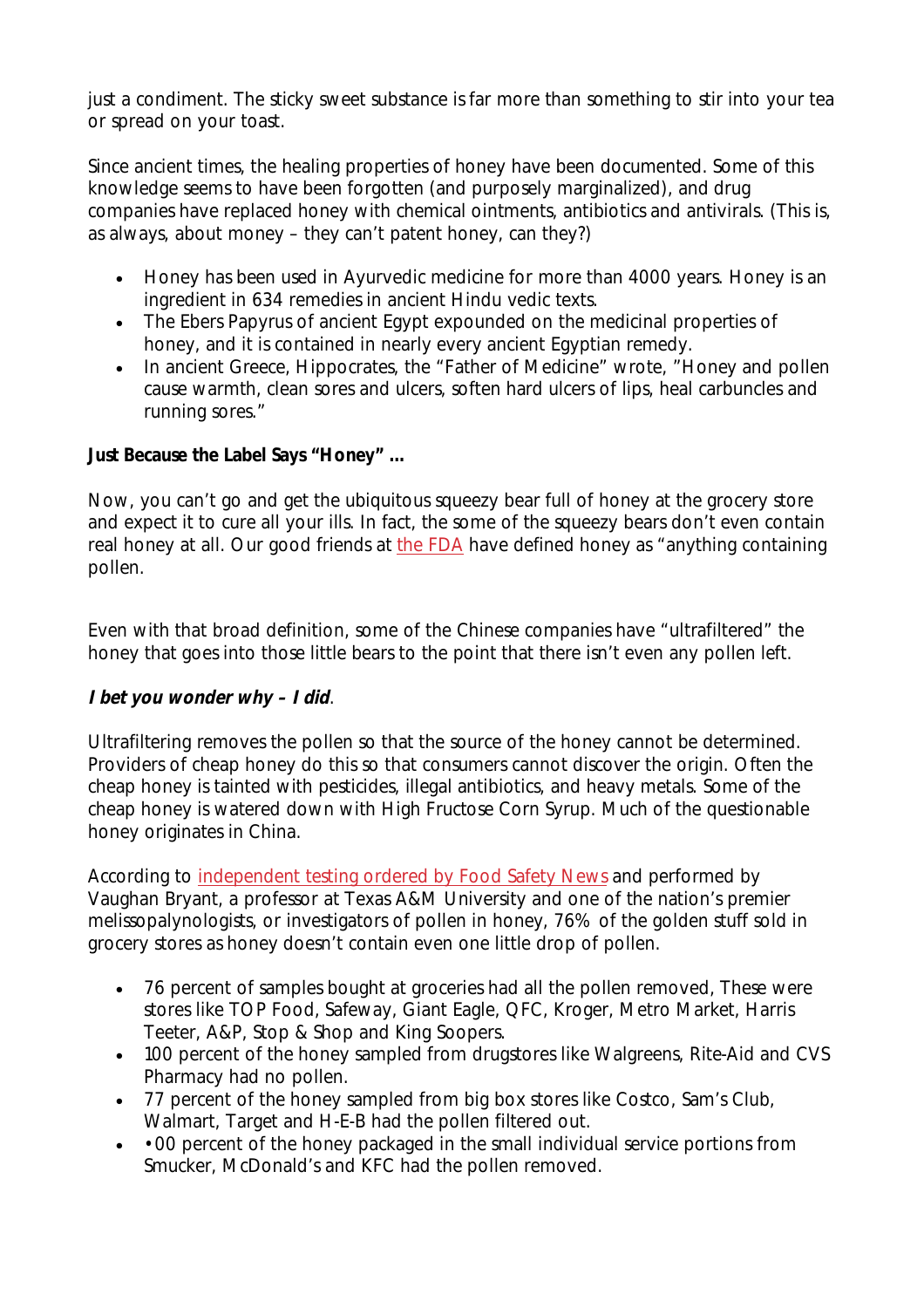just a condiment. The sticky sweet substance is far more than something to stir into your tea or spread on your toast.

Since ancient times, the healing properties of honey have been documented. Some of this knowledge seems to have been forgotten (and purposely marginalized), and drug companies have replaced honey with chemical ointments, antibiotics and antivirals. (This is, as always, about money – they can't patent honey, can they?)

- Honey has been used in Ayurvedic medicine for more than 4000 years. Honey is an ingredient in 634 remedies in ancient Hindu vedic texts.
- The Ebers Papyrus of ancient Egypt expounded on the medicinal properties of honey, and it is contained in nearly every ancient Egyptian remedy.
- In ancient Greece, Hippocrates, the "Father of Medicine" wrote, "Honey and pollen cause warmth, clean sores and ulcers, soften hard ulcers of lips, heal carbuncles and running sores."

**Just Because the Label Says "Honey" ...**

Now, you can't go and get the ubiquitous squeezy bear full of honey at the grocery store and expect it to cure all your ills. In fact, the some of the squeezy bears don't even contain real honey at all. Our good friends at the FDA have defined honey as "anything containing pollen.

Even with that broad definition, some of the Chinese companies have "ultrafiltered" the honey that goes into those little bears to the point that there isn't even any pollen left.

***I bet you wonder why – I did***.

Ultrafiltering removes the pollen so that the source of the honey cannot be determined. Providers of cheap honey do this so that consumers cannot discover the origin. Often the cheap honey is tainted with pesticides, illegal antibiotics, and heavy metals. Some of the cheap honey is watered down with High Fructose Corn Syrup. Much of the questionable honey originates in China.

According to independent testing ordered by Food Safety News and performed by Vaughan Bryant, a professor at Texas A&M University and one of the nation's premier melissopalynologists, or investigators of pollen in honey, 76% of the golden stuff sold in grocery stores as honey doesn't contain even one little drop of pollen.

- 76 percent of samples bought at groceries had all the pollen removed, These were stores like TOP Food, Safeway, Giant Eagle, QFC, Kroger, Metro Market, Harris Teeter, A&P, Stop & Shop and King Soopers.
- 100 percent of the honey sampled from drugstores like Walgreens, Rite-Aid and CVS Pharmacy had no pollen.
- 77 percent of the honey sampled from big box stores like Costco, Sam's Club, Walmart, Target and H-E-B had the pollen filtered out.
- •00 percent of the honey packaged in the small individual service portions from Smucker, McDonald's and KFC had the pollen removed.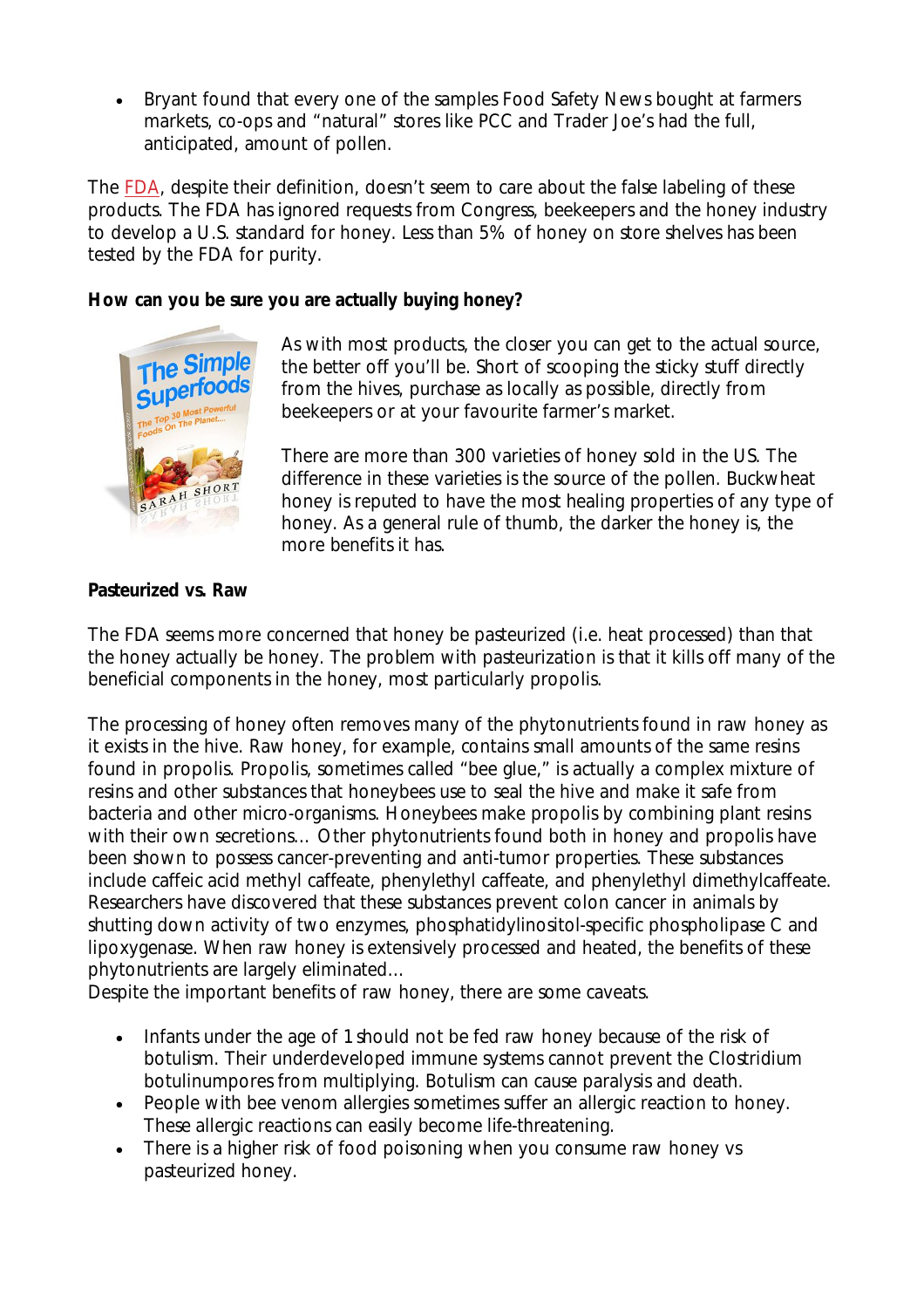- Bryant found that every one of the samples Food Safety News bought at farmers markets, co-ops and "natural" stores like PCC and Trader Joe's had the full, anticipated, amount of pollen.

The FDA, despite their definition, doesn't seem to care about the false labeling of these products. The FDA has ignored requests from Congress, beekeepers and the honey industry to develop a U.S. standard for honey. Less than 5% of honey on store shelves has been tested by the FDA for purity.

**How can you be sure you are actually buying honey?**

As with most products, the closer you can get to the actual source, the better off you'll be. Short of scooping the sticky stuff directly from the hives, purchase as locally as possible, directly from beekeepers or at your favourite farmer's market.

There are more than 300 varieties of honey sold in the US. The difference in these varieties is the source of the pollen. Buckwheat honey is reputed to have the most healing properties of any type of honey. As a general rule of thumb, the darker the honey is, the more benefits it has.

**Pasteurized vs. Raw**

The FDA seems more concerned that honey be pasteurized (i.e. heat processed) than that the honey actually be honey. The problem with pasteurization is that it kills off many of the beneficial components in the honey, most particularly propolis.

The processing of honey often removes many of the phytonutrients found in raw honey as it exists in the hive. Raw honey, for example, contains small amounts of the same resins found in propolis. Propolis, sometimes called "bee glue," is actually a complex mixture of resins and other substances that honeybees use to seal the hive and make it safe from bacteria and other micro-organisms. Honeybees make propolis by combining plant resins with their own secretions… Other phytonutrients found both in honey and propolis have been shown to possess cancer-preventing and anti-tumor properties. These substances include caffeic acid methyl caffeate, phenylethyl caffeate, and phenylethyl dimethylcaffeate. Researchers have discovered that these substances prevent colon cancer in animals by shutting down activity of two enzymes, phosphatidylinositol-specific phospholipase C and lipoxygenase. When raw honey is extensively processed and heated, the benefits of these phytonutrients are largely eliminated…
Despite the important benefits of raw honey, there are some caveats.

- Infants under the age of 1 should not be fed raw honey because of the risk of botulism. Their underdeveloped immune systems cannot prevent the Clostridium botulinumpores from multiplying. Botulism can cause paralysis and death.
- People with bee venom allergies sometimes suffer an allergic reaction to honey. These allergic reactions can easily become life-threatening.
- There is a higher risk of food poisoning when you consume raw honey vs pasteurized honey.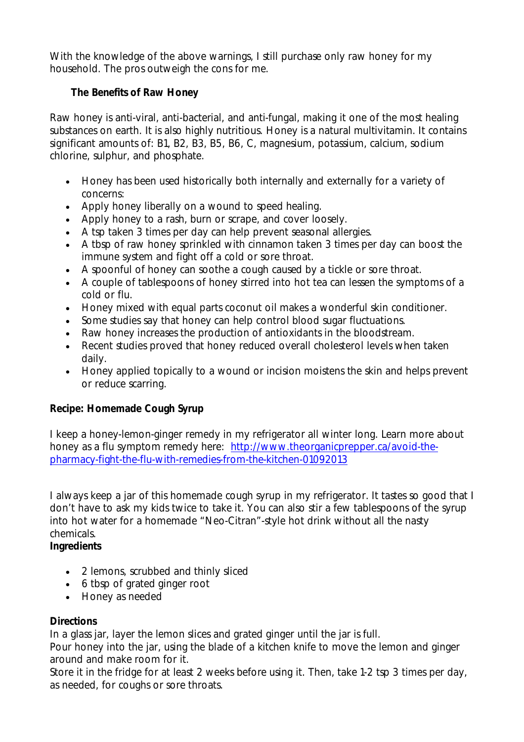With the knowledge of the above warnings, I still purchase only raw honey for my household. The pros outweigh the cons for me.

**The Benefits of Raw Honey**

Raw honey is anti-viral, anti-bacterial, and anti-fungal, making it one of the most healing substances on earth. It is also highly nutritious. Honey is a natural multivitamin. It contains significant amounts of: B1, B2, B3, B5, B6, C, magnesium, potassium, calcium, sodium chlorine, sulphur, and phosphate.

- Honey has been used historically both internally and externally for a variety of concerns:
- Apply honey liberally on a wound to speed healing.
- Apply honey to a rash, burn or scrape, and cover loosely.
- A tsp taken 3 times per day can help prevent seasonal allergies.
- A tbsp of raw honey sprinkled with cinnamon taken 3 times per day can boost the immune system and fight off a cold or sore throat.
- A spoonful of honey can soothe a cough caused by a tickle or sore throat.
- A couple of tablespoons of honey stirred into hot tea can lessen the symptoms of a cold or flu.
- Honey mixed with equal parts coconut oil makes a wonderful skin conditioner.
- Some studies say that honey can help control blood sugar fluctuations.
- Raw honey increases the production of antioxidants in the bloodstream.
- Recent studies proved that honey reduced overall cholesterol levels when taken daily.
- Honey applied topically to a wound or incision moistens the skin and helps prevent or reduce scarring.

**Recipe: Homemade Cough Syrup**

I keep a honey-lemon-ginger remedy in my refrigerator all winter long. Learn more about honey as a flu symptom remedy here: [http://www.theorganicprepper.ca/avoid-the-pharmacy-fight-the-flu-with-remedies-from-the-kitchen-01092013](http://www.theorganicprepper.ca/avoid-the-pharmacy-fight-the-flu-with-remedies-from-the-kitchen-01092013)

I always keep a jar of this homemade cough syrup in my refrigerator. It tastes so good that I don't have to ask my kids twice to take it. You can also stir a few tablespoons of the syrup into hot water for a homemade "Neo-Citran"-style hot drink without all the nasty chemicals.

**Ingredients**

- 2 lemons, scrubbed and thinly sliced
- 6 tbsp of grated ginger root
- Honey as needed

**Directions**

In a glass jar, layer the lemon slices and grated ginger until the jar is full.

Pour honey into the jar, using the blade of a kitchen knife to move the lemon and ginger around and make room for it.

Store it in the fridge for at least 2 weeks before using it. Then, take 1-2 tsp 3 times per day, as needed, for coughs or sore throats.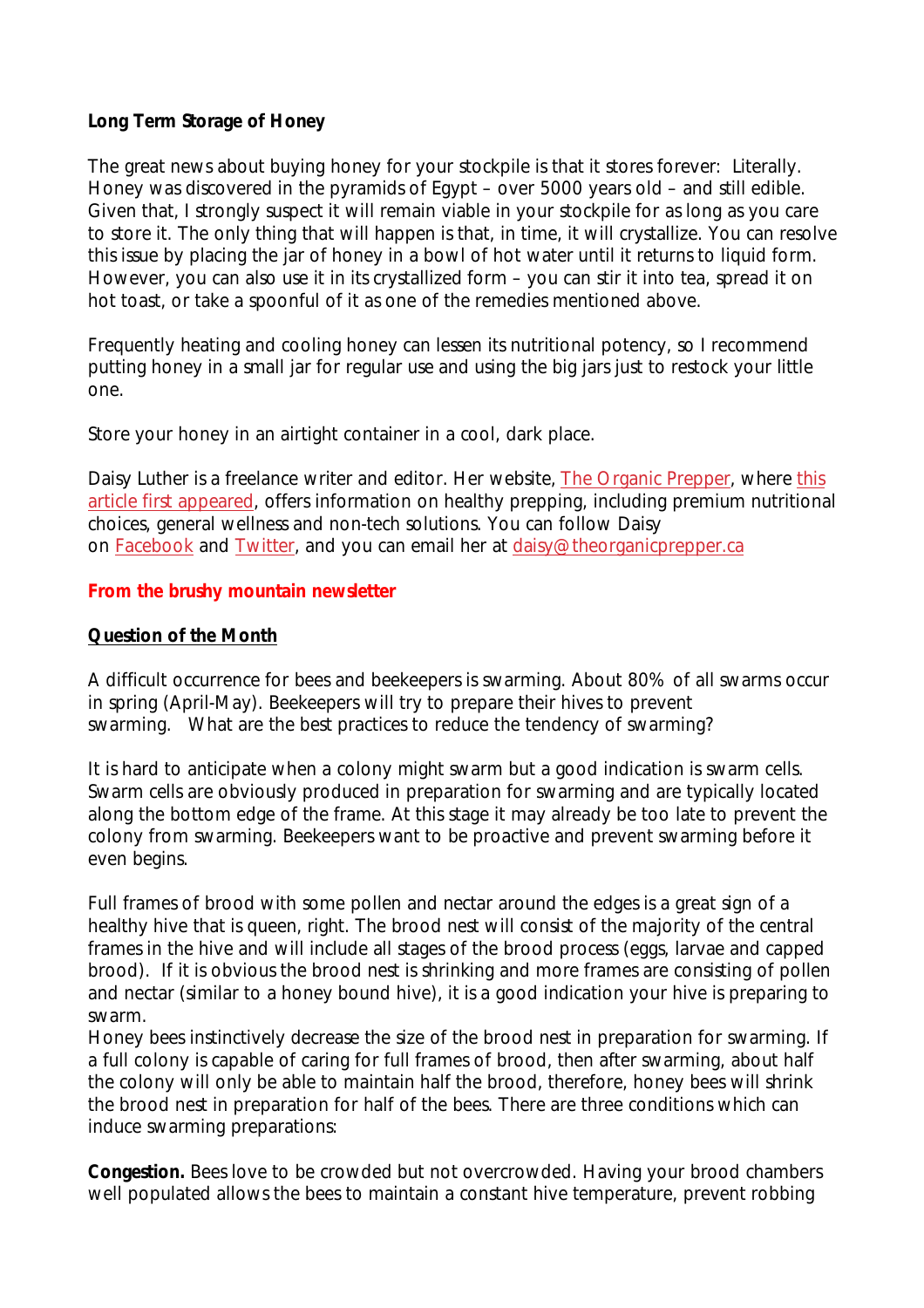**Long Term Storage of Honey**

The great news about buying honey for your stockpile is that it stores forever: Literally. Honey was discovered in the pyramids of Egypt – over 5000 years old – and still edible. Given that, I strongly suspect it will remain viable in your stockpile for as long as you care to store it. The only thing that will happen is that, in time, it will crystallize. You can resolve this issue by placing the jar of honey in a bowl of hot water until it returns to liquid form. However, you can also use it in its crystallized form – you can stir it into tea, spread it on hot toast, or take a spoonful of it as one of the remedies mentioned above.

Frequently heating and cooling honey can lessen its nutritional potency, so I recommend putting honey in a small jar for regular use and using the big jars just to restock your little one.

Store your honey in an airtight container in a cool, dark place.

Daisy Luther is a freelance writer and editor. Her website, The Organic Prepper, where this article first appeared, offers information on healthy prepping, including premium nutritional choices, general wellness and non-tech solutions. You can follow Daisy on Facebook and Twitter, and you can email her at daisy@theorganicprepper.ca

**From the brushy mountain newsletter**

**Question of the Month**

A difficult occurrence for bees and beekeepers is swarming. About 80% of all swarms occur in spring (April-May). Beekeepers will try to prepare their hives to prevent swarming. What are the best practices to reduce the tendency of swarming?

It is hard to anticipate when a colony might swarm but a good indication is swarm cells. Swarm cells are obviously produced in preparation for swarming and are typically located along the bottom edge of the frame. At this stage it may already be too late to prevent the colony from swarming. Beekeepers want to be proactive and prevent swarming before it even begins.

Full frames of brood with some pollen and nectar around the edges is a great sign of a healthy hive that is queen, right. The brood nest will consist of the majority of the central frames in the hive and will include all stages of the brood process (eggs, larvae and capped brood). If it is obvious the brood nest is shrinking and more frames are consisting of pollen and nectar (similar to a honey bound hive), it is a good indication your hive is preparing to swarm.
Honey bees instinctively decrease the size of the brood nest in preparation for swarming. If a full colony is capable of caring for full frames of brood, then after swarming, about half the colony will only be able to maintain half the brood, therefore, honey bees will shrink the brood nest in preparation for half of the bees. There are three conditions which can induce swarming preparations:

**Congestion.** Bees love to be crowded but not overcrowded. Having your brood chambers well populated allows the bees to maintain a constant hive temperature, prevent robbing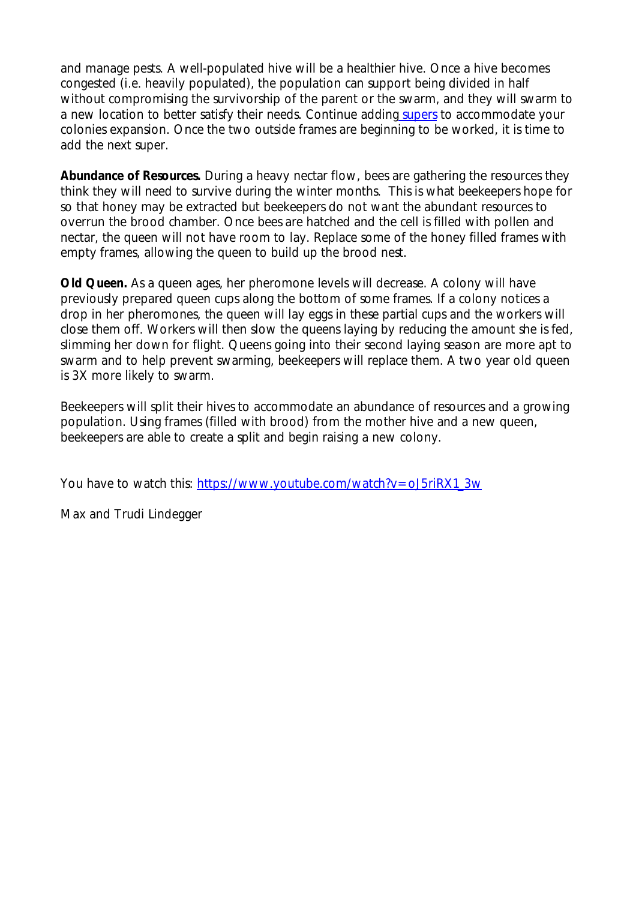and manage pests. A well-populated hive will be a healthier hive. Once a hive becomes congested (i.e. heavily populated), the population can support being divided in half without compromising the survivorship of the parent or the swarm, and they will swarm to a new location to better satisfy their needs. Continue adding supers to accommodate your colonies expansion. Once the two outside frames are beginning to be worked, it is time to add the next super.

**Abundance of Resources.** During a heavy nectar flow, bees are gathering the resources they think they will need to survive during the winter months. This is what beekeepers hope for so that honey may be extracted but beekeepers do not want the abundant resources to overrun the brood chamber. Once bees are hatched and the cell is filled with pollen and nectar, the queen will not have room to lay. Replace some of the honey filled frames with empty frames, allowing the queen to build up the brood nest.

**Old Queen.** As a queen ages, her pheromone levels will decrease. A colony will have previously prepared queen cups along the bottom of some frames. If a colony notices a drop in her pheromones, the queen will lay eggs in these partial cups and the workers will close them off. Workers will then slow the queens laying by reducing the amount she is fed, slimming her down for flight. Queens going into their second laying season are more apt to swarm and to help prevent swarming, beekeepers will replace them. A two year old queen is 3X more likely to swarm.

Beekeepers will split their hives to accommodate an abundance of resources and a growing population. Using frames (filled with brood) from the mother hive and a new queen, beekeepers are able to create a split and begin raising a new colony.

You have to watch this: https://www.youtube.com/watch?v=oJ5riRX1_3w

Max and Trudi Lindegger